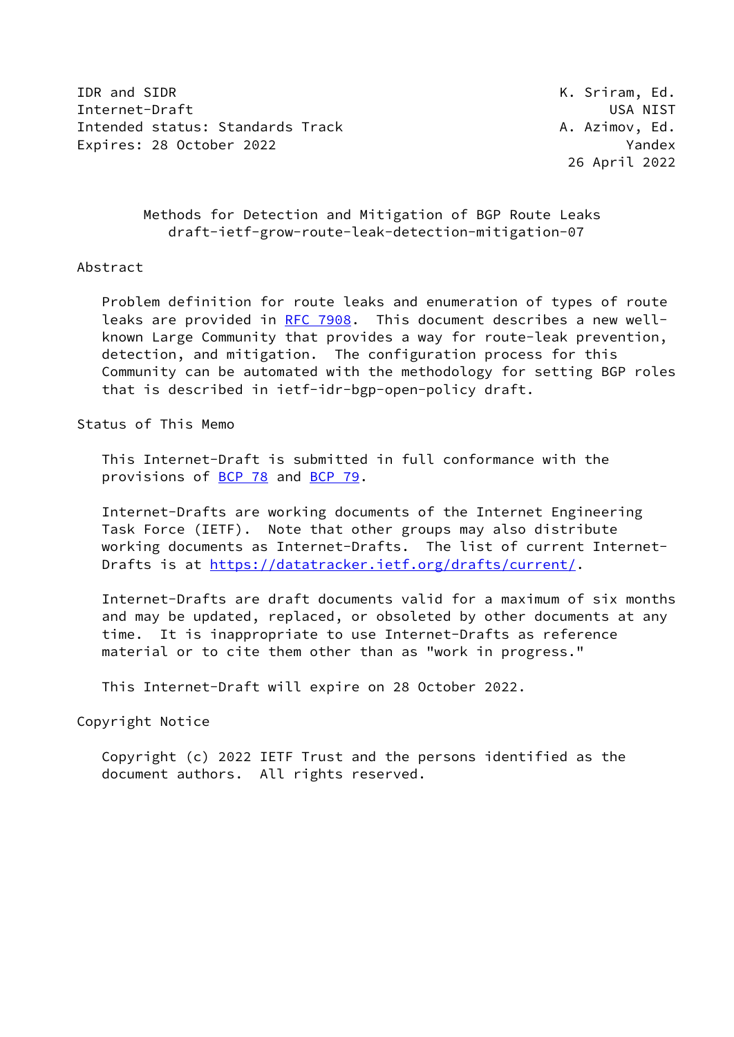IDR and SIDR K. Sriram, Ed.
Internet-Draft USA NIST
Intended status: Standards Track A. Azimov, Ed.
Expires: 28 October 2022 Yandex
26 April 2022

# Methods for Detection and Mitigation of BGP Route Leaks
## draft-ietf-grow-route-leak-detection-mitigation-07

## Abstract

Problem definition for route leaks and enumeration of types of route leaks are provided in RFC 7908. This document describes a new well-known Large Community that provides a way for route-leak prevention, detection, and mitigation. The configuration process for this Community can be automated with the methodology for setting BGP roles that is described in ietf-idr-bgp-open-policy draft.

## Status of This Memo

This Internet-Draft is submitted in full conformance with the provisions of BCP 78 and BCP 79.

Internet-Drafts are working documents of the Internet Engineering Task Force (IETF). Note that other groups may also distribute working documents as Internet-Drafts. The list of current Internet-Drafts is at https://datatracker.ietf.org/drafts/current/.

Internet-Drafts are draft documents valid for a maximum of six months and may be updated, replaced, or obsoleted by other documents at any time. It is inappropriate to use Internet-Drafts as reference material or to cite them other than as "work in progress."

This Internet-Draft will expire on 28 October 2022.

## Copyright Notice

Copyright (c) 2022 IETF Trust and the persons identified as the document authors. All rights reserved.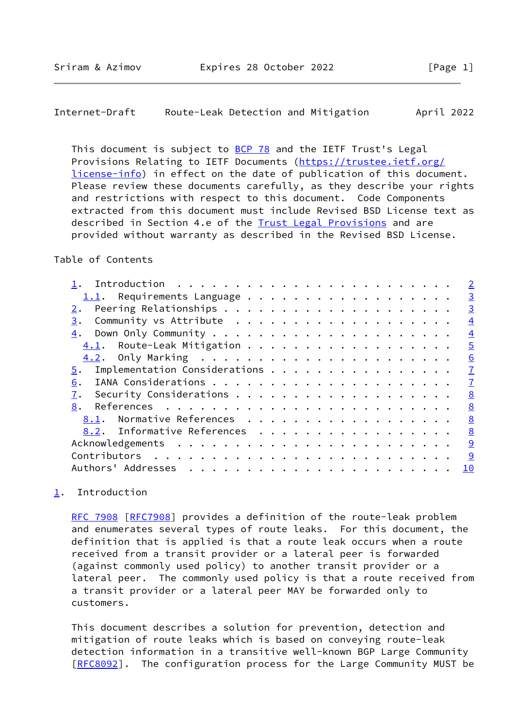This document is subject to BCP 78 and the IETF Trust's Legal Provisions Relating to IETF Documents (https://trustee.ietf.org/license-info) in effect on the date of publication of this document. Please review these documents carefully, as they describe your rights and restrictions with respect to this document. Code Components extracted from this document must include Revised BSD License text as described in Section 4.e of the Trust Legal Provisions and are provided without warranty as described in the Revised BSD License.

Table of Contents

```
   1.  Introduction . . . . . . . . . . . . . . . . . . . . . . . .   2
     1.1.  Requirements Language . . . . . . . . . . . . . . . . . .   3
   2.  Peering Relationships . . . . . . . . . . . . . . . . . . . .   3
   3.  Community vs Attribute  . . . . . . . . . . . . . . . . . . .   4
   4.  Down Only Community . . . . . . . . . . . . . . . . . . . . .   4
     4.1.  Route-Leak Mitigation . . . . . . . . . . . . . . . . . .   5
     4.2.  Only Marking  . . . . . . . . . . . . . . . . . . . . . .   6
   5.  Implementation Considerations . . . . . . . . . . . . . . . .   7
   6.  IANA Considerations . . . . . . . . . . . . . . . . . . . . .   7
   7.  Security Considerations . . . . . . . . . . . . . . . . . . .   8
   8.  References  . . . . . . . . . . . . . . . . . . . . . . . . .   8
     8.1.  Normative References  . . . . . . . . . . . . . . . . . .   8
     8.2.  Informative References  . . . . . . . . . . . . . . . . .   8
   Acknowledgements  . . . . . . . . . . . . . . . . . . . . . . . .   9
   Contributors  . . . . . . . . . . . . . . . . . . . . . . . . . .   9
   Authors' Addresses  . . . . . . . . . . . . . . . . . . . . . . .  10
```

## 1. Introduction

RFC 7908 [RFC7908] provides a definition of the route-leak problem and enumerates several types of route leaks. For this document, the definition that is applied is that a route leak occurs when a route received from a transit provider or a lateral peer is forwarded (against commonly used policy) to another transit provider or a lateral peer. The commonly used policy is that a route received from a transit provider or a lateral peer MAY be forwarded only to customers.

This document describes a solution for prevention, detection and mitigation of route leaks which is based on conveying route-leak detection information in a transitive well-known BGP Large Community [RFC8092]. The configuration process for the Large Community MUST be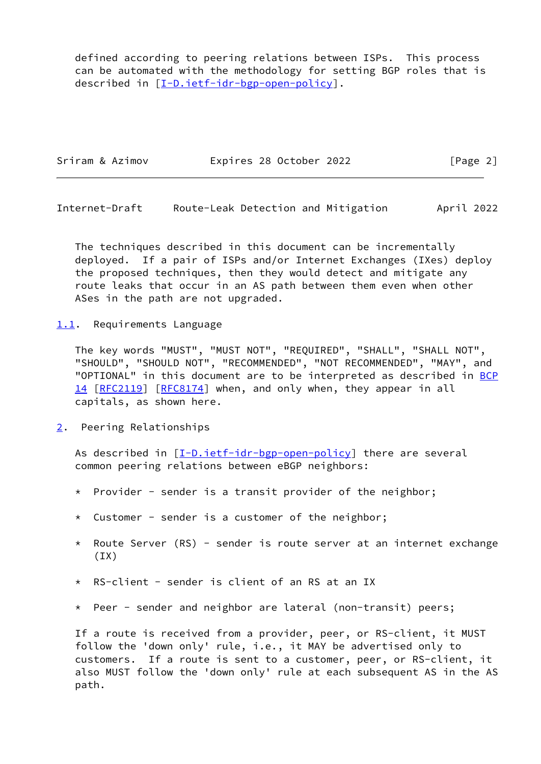defined according to peering relations between ISPs. This process can be automated with the methodology for setting BGP roles that is described in [I-D.ietf-idr-bgp-open-policy].

The techniques described in this document can be incrementally deployed. If a pair of ISPs and/or Internet Exchanges (IXes) deploy the proposed techniques, then they would detect and mitigate any route leaks that occur in an AS path between them even when other ASes in the path are not upgraded.

### 1.1. Requirements Language

The key words "MUST", "MUST NOT", "REQUIRED", "SHALL", "SHALL NOT", "SHOULD", "SHOULD NOT", "RECOMMENDED", "NOT RECOMMENDED", "MAY", and "OPTIONAL" in this document are to be interpreted as described in BCP 14 [RFC2119] [RFC8174] when, and only when, they appear in all capitals, as shown here.

## 2. Peering Relationships

As described in [I-D.ietf-idr-bgp-open-policy] there are several common peering relations between eBGP neighbors:

* Provider - sender is a transit provider of the neighbor;
* Customer - sender is a customer of the neighbor;
* Route Server (RS) - sender is route server at an internet exchange (IX)
* RS-client - sender is client of an RS at an IX
* Peer - sender and neighbor are lateral (non-transit) peers;

If a route is received from a provider, peer, or RS-client, it MUST follow the 'down only' rule, i.e., it MAY be advertised only to customers. If a route is sent to a customer, peer, or RS-client, it also MUST follow the 'down only' rule at each subsequent AS in the AS path.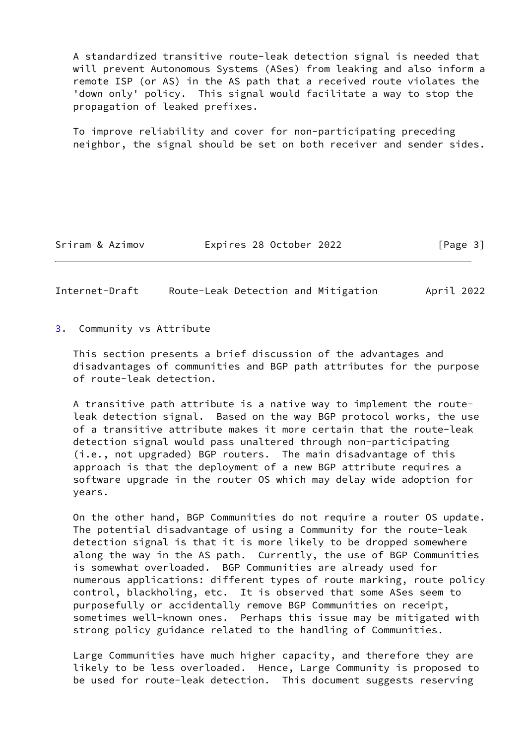A standardized transitive route-leak detection signal is needed that will prevent Autonomous Systems (ASes) from leaking and also inform a remote ISP (or AS) in the AS path that a received route violates the 'down only' policy. This signal would facilitate a way to stop the propagation of leaked prefixes.

To improve reliability and cover for non-participating preceding neighbor, the signal should be set on both receiver and sender sides.

## 3. Community vs Attribute

This section presents a brief discussion of the advantages and disadvantages of communities and BGP path attributes for the purpose of route-leak detection.

A transitive path attribute is a native way to implement the route-leak detection signal. Based on the way BGP protocol works, the use of a transitive attribute makes it more certain that the route-leak detection signal would pass unaltered through non-participating (i.e., not upgraded) BGP routers. The main disadvantage of this approach is that the deployment of a new BGP attribute requires a software upgrade in the router OS which may delay wide adoption for years.

On the other hand, BGP Communities do not require a router OS update. The potential disadvantage of using a Community for the route-leak detection signal is that it is more likely to be dropped somewhere along the way in the AS path. Currently, the use of BGP Communities is somewhat overloaded. BGP Communities are already used for numerous applications: different types of route marking, route policy control, blackholing, etc. It is observed that some ASes seem to purposefully or accidentally remove BGP Communities on receipt, sometimes well-known ones. Perhaps this issue may be mitigated with strong policy guidance related to the handling of Communities.

Large Communities have much higher capacity, and therefore they are likely to be less overloaded. Hence, Large Community is proposed to be used for route-leak detection. This document suggests reserving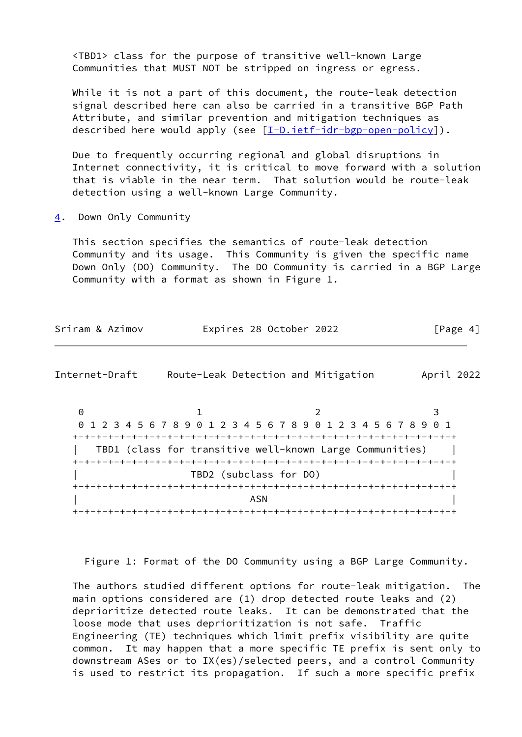<TBD1> class for the purpose of transitive well-known Large Communities that MUST NOT be stripped on ingress or egress.

While it is not a part of this document, the route-leak detection signal described here can also be carried in a transitive BGP Path Attribute, and similar prevention and mitigation techniques as described here would apply (see [I-D.ietf-idr-bgp-open-policy]).

Due to frequently occurring regional and global disruptions in Internet connectivity, it is critical to move forward with a solution that is viable in the near term. That solution would be route-leak detection using a well-known Large Community.

## 4. Down Only Community

This section specifies the semantics of route-leak detection Community and its usage. This Community is given the specific name Down Only (DO) Community. The DO Community is carried in a BGP Large Community with a format as shown in Figure 1.

```
 0                   1                   2                   3
 0 1 2 3 4 5 6 7 8 9 0 1 2 3 4 5 6 7 8 9 0 1 2 3 4 5 6 7 8 9 0 1
+-+-+-+-+-+-+-+-+-+-+-+-+-+-+-+-+-+-+-+-+-+-+-+-+-+-+-+-+-+-+-+-+
|   TBD1 (class for transitive well-known Large Communities)    |
+-+-+-+-+-+-+-+-+-+-+-+-+-+-+-+-+-+-+-+-+-+-+-+-+-+-+-+-+-+-+-+-+
|                    TBD2 (subclass for DO)                     |
+-+-+-+-+-+-+-+-+-+-+-+-+-+-+-+-+-+-+-+-+-+-+-+-+-+-+-+-+-+-+-+-+
|                              ASN                              |
+-+-+-+-+-+-+-+-+-+-+-+-+-+-+-+-+-+-+-+-+-+-+-+-+-+-+-+-+-+-+-+-+
```

Figure 1: Format of the DO Community using a BGP Large Community.

The authors studied different options for route-leak mitigation. The main options considered are (1) drop detected route leaks and (2) deprioritize detected route leaks. It can be demonstrated that the loose mode that uses deprioritization is not safe. Traffic Engineering (TE) techniques which limit prefix visibility are quite common. It may happen that a more specific TE prefix is sent only to downstream ASes or to IX(es)/selected peers, and a control Community is used to restrict its propagation. If such a more specific prefix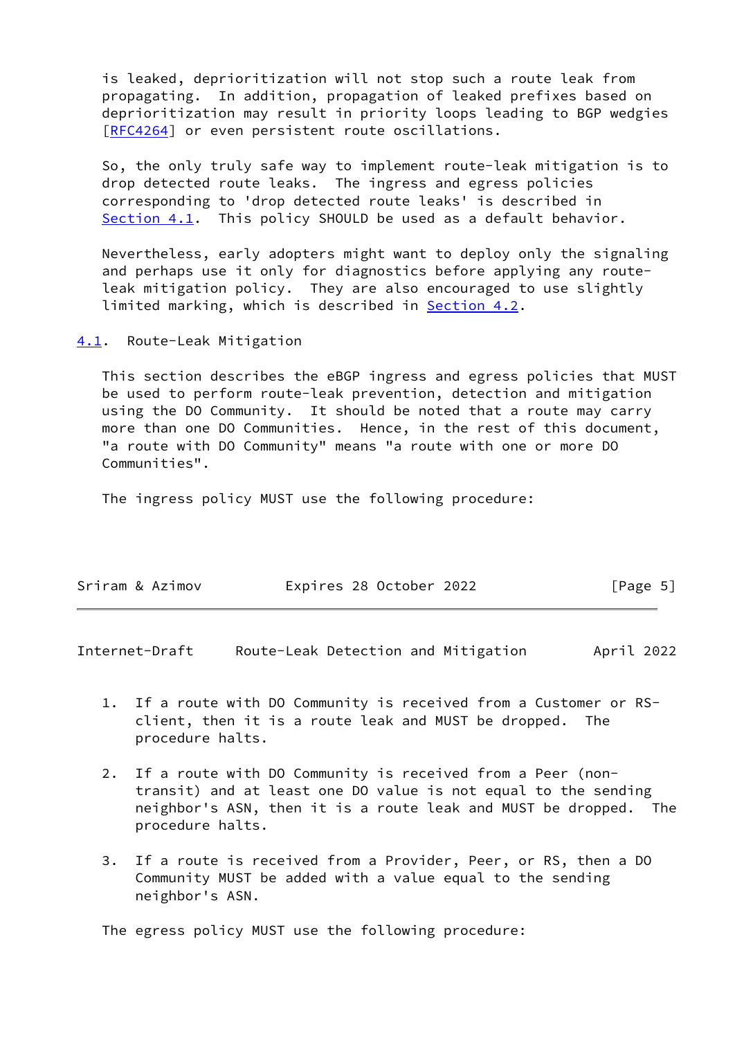is leaked, deprioritization will not stop such a route leak from propagating. In addition, propagation of leaked prefixes based on deprioritization may result in priority loops leading to BGP wedgies [RFC4264] or even persistent route oscillations.

So, the only truly safe way to implement route-leak mitigation is to drop detected route leaks. The ingress and egress policies corresponding to 'drop detected route leaks' is described in Section 4.1. This policy SHOULD be used as a default behavior.

Nevertheless, early adopters might want to deploy only the signaling and perhaps use it only for diagnostics before applying any route-leak mitigation policy. They are also encouraged to use slightly limited marking, which is described in Section 4.2.

## 4.1. Route-Leak Mitigation

This section describes the eBGP ingress and egress policies that MUST be used to perform route-leak prevention, detection and mitigation using the DO Community. It should be noted that a route may carry more than one DO Communities. Hence, in the rest of this document, "a route with DO Community" means "a route with one or more DO Communities".

The ingress policy MUST use the following procedure:

1. If a route with DO Community is received from a Customer or RS-client, then it is a route leak and MUST be dropped. The procedure halts.

2. If a route with DO Community is received from a Peer (non-transit) and at least one DO value is not equal to the sending neighbor's ASN, then it is a route leak and MUST be dropped. The procedure halts.

3. If a route is received from a Provider, Peer, or RS, then a DO Community MUST be added with a value equal to the sending neighbor's ASN.

The egress policy MUST use the following procedure: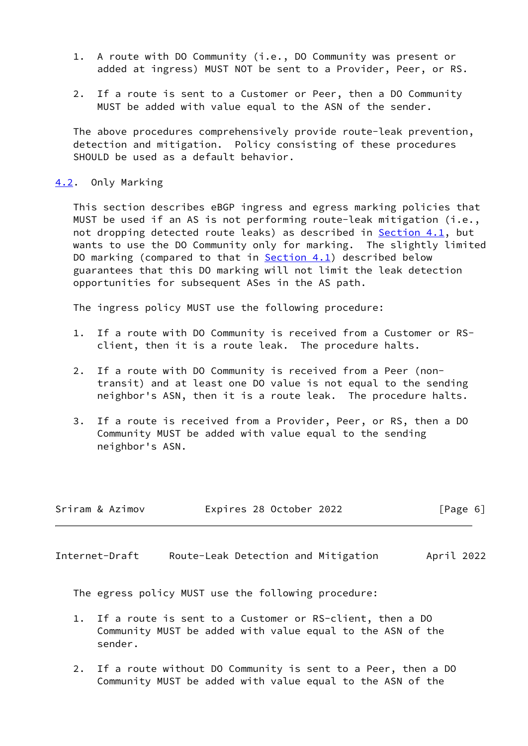1. A route with DO Community (i.e., DO Community was present or added at ingress) MUST NOT be sent to a Provider, Peer, or RS.

2. If a route is sent to a Customer or Peer, then a DO Community MUST be added with value equal to the ASN of the sender.

The above procedures comprehensively provide route-leak prevention, detection and mitigation. Policy consisting of these procedures SHOULD be used as a default behavior.

## 4.2. Only Marking

This section describes eBGP ingress and egress marking policies that MUST be used if an AS is not performing route-leak mitigation (i.e., not dropping detected route leaks) as described in Section 4.1, but wants to use the DO Community only for marking. The slightly limited DO marking (compared to that in Section 4.1) described below guarantees that this DO marking will not limit the leak detection opportunities for subsequent ASes in the AS path.

The ingress policy MUST use the following procedure:

1. If a route with DO Community is received from a Customer or RS-client, then it is a route leak. The procedure halts.

2. If a route with DO Community is received from a Peer (non-transit) and at least one DO value is not equal to the sending neighbor's ASN, then it is a route leak. The procedure halts.

3. If a route is received from a Provider, Peer, or RS, then a DO Community MUST be added with value equal to the sending neighbor's ASN.

The egress policy MUST use the following procedure:

1. If a route is sent to a Customer or RS-client, then a DO Community MUST be added with value equal to the ASN of the sender.

2. If a route without DO Community is sent to a Peer, then a DO Community MUST be added with value equal to the ASN of the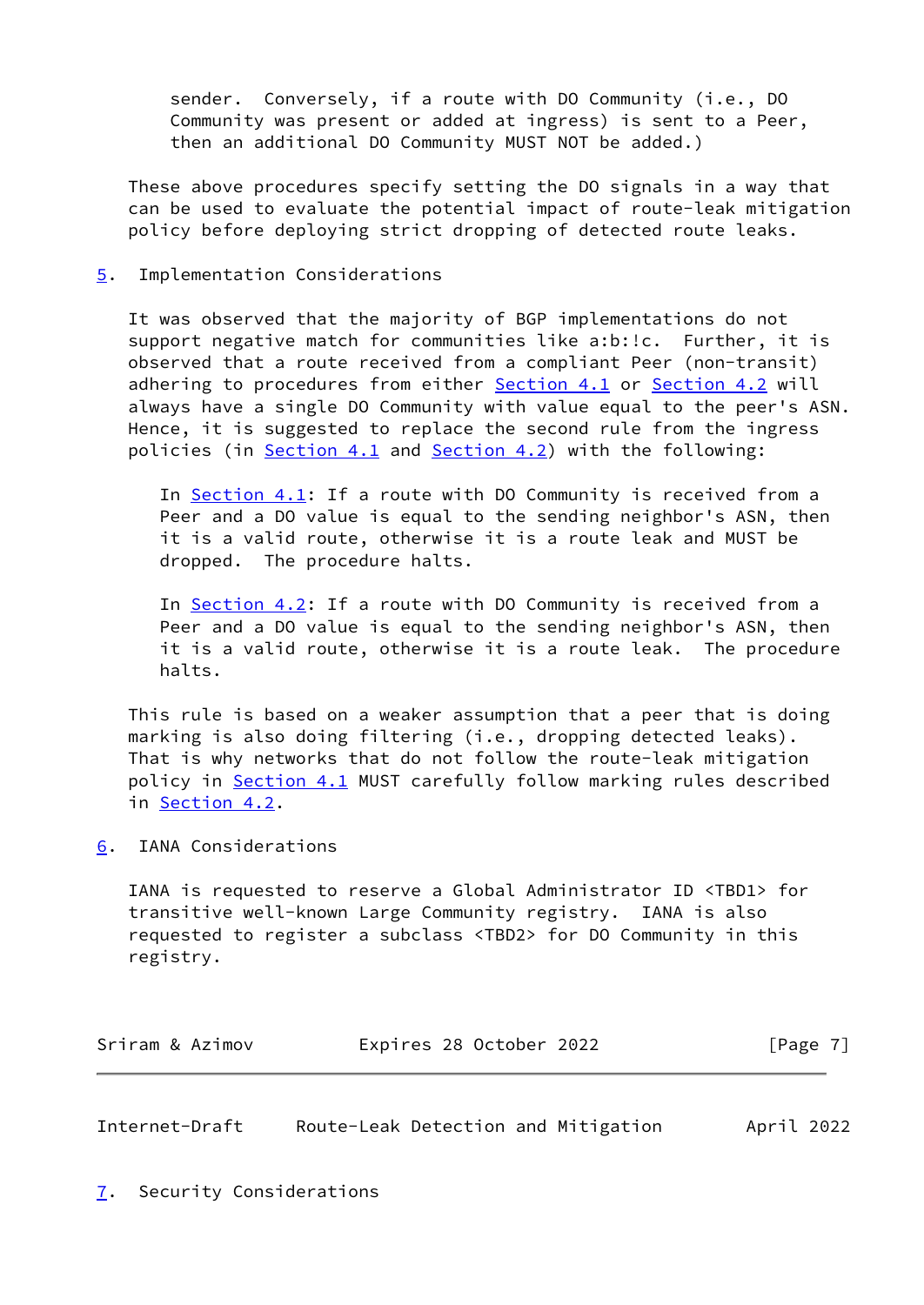sender. Conversely, if a route with DO Community (i.e., DO Community was present or added at ingress) is sent to a Peer, then an additional DO Community MUST NOT be added.)

These above procedures specify setting the DO signals in a way that can be used to evaluate the potential impact of route-leak mitigation policy before deploying strict dropping of detected route leaks.

## 5. Implementation Considerations

It was observed that the majority of BGP implementations do not support negative match for communities like a:b:!c. Further, it is observed that a route received from a compliant Peer (non-transit) adhering to procedures from either Section 4.1 or Section 4.2 will always have a single DO Community with value equal to the peer's ASN. Hence, it is suggested to replace the second rule from the ingress policies (in Section 4.1 and Section 4.2) with the following:

> In Section 4.1: If a route with DO Community is received from a Peer and a DO value is equal to the sending neighbor's ASN, then it is a valid route, otherwise it is a route leak and MUST be dropped. The procedure halts.

> In Section 4.2: If a route with DO Community is received from a Peer and a DO value is equal to the sending neighbor's ASN, then it is a valid route, otherwise it is a route leak. The procedure halts.

This rule is based on a weaker assumption that a peer that is doing marking is also doing filtering (i.e., dropping detected leaks). That is why networks that do not follow the route-leak mitigation policy in Section 4.1 MUST carefully follow marking rules described in Section 4.2.

## 6. IANA Considerations

IANA is requested to reserve a Global Administrator ID <TBD1> for transitive well-known Large Community registry. IANA is also requested to register a subclass <TBD2> for DO Community in this registry.

## 7. Security Considerations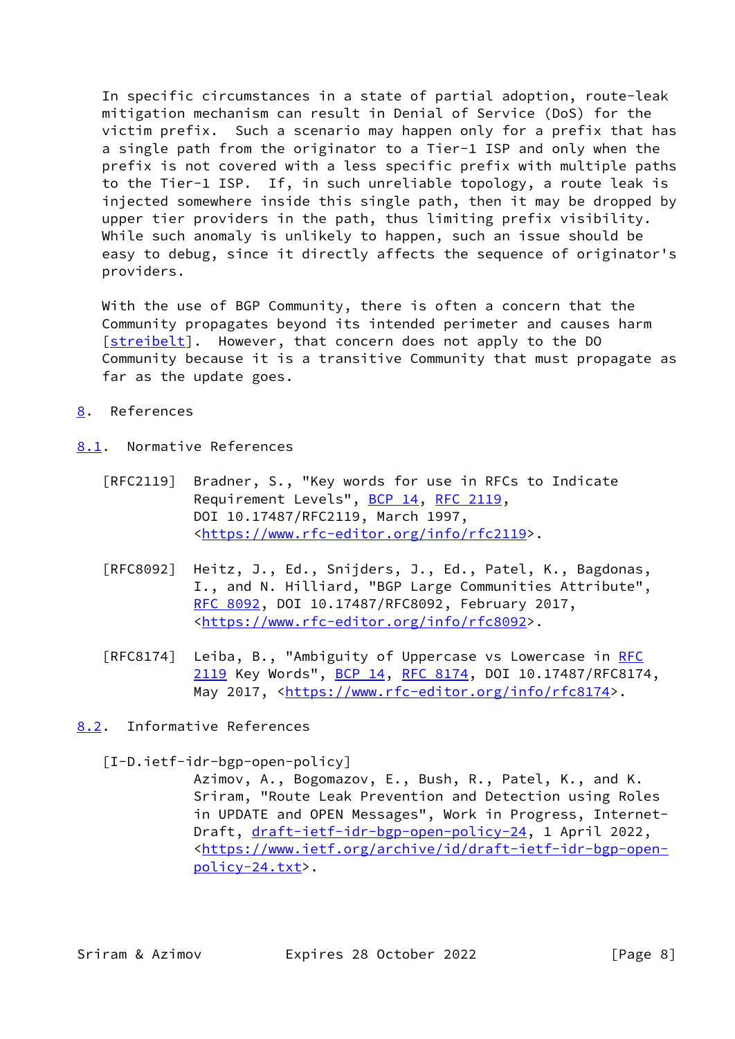In specific circumstances in a state of partial adoption, route-leak mitigation mechanism can result in Denial of Service (DoS) for the victim prefix. Such a scenario may happen only for a prefix that has a single path from the originator to a Tier-1 ISP and only when the prefix is not covered with a less specific prefix with multiple paths to the Tier-1 ISP. If, in such unreliable topology, a route leak is injected somewhere inside this single path, then it may be dropped by upper tier providers in the path, thus limiting prefix visibility. While such anomaly is unlikely to happen, such an issue should be easy to debug, since it directly affects the sequence of originator's providers.

With the use of BGP Community, there is often a concern that the Community propagates beyond its intended perimeter and causes harm [streibelt]. However, that concern does not apply to the DO Community because it is a transitive Community that must propagate as far as the update goes.

# 8. References

## 8.1. Normative References

[RFC2119] Bradner, S., "Key words for use in RFCs to Indicate Requirement Levels", BCP 14, RFC 2119, DOI 10.17487/RFC2119, March 1997, <https://www.rfc-editor.org/info/rfc2119>.

[RFC8092] Heitz, J., Ed., Snijders, J., Ed., Patel, K., Bagdonas, I., and N. Hilliard, "BGP Large Communities Attribute", RFC 8092, DOI 10.17487/RFC8092, February 2017, <https://www.rfc-editor.org/info/rfc8092>.

[RFC8174] Leiba, B., "Ambiguity of Uppercase vs Lowercase in RFC 2119 Key Words", BCP 14, RFC 8174, DOI 10.17487/RFC8174, May 2017, <https://www.rfc-editor.org/info/rfc8174>.

## 8.2. Informative References

[I-D.ietf-idr-bgp-open-policy] Azimov, A., Bogomazov, E., Bush, R., Patel, K., and K. Sriram, "Route Leak Prevention and Detection using Roles in UPDATE and OPEN Messages", Work in Progress, Internet-Draft, draft-ietf-idr-bgp-open-policy-24, 1 April 2022, <https://www.ietf.org/archive/id/draft-ietf-idr-bgp-open-policy-24.txt>.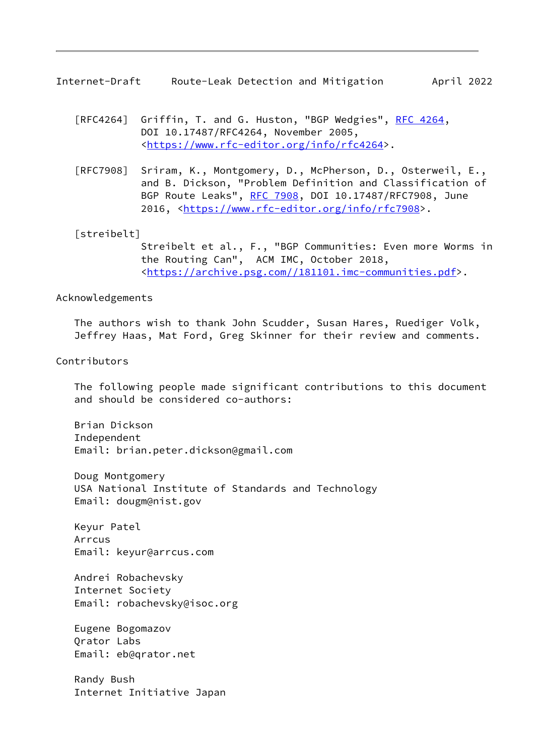[RFC4264] Griffin, T. and G. Huston, "BGP Wedgies", RFC 4264, DOI 10.17487/RFC4264, November 2005, <https://www.rfc-editor.org/info/rfc4264>.

[RFC7908] Sriram, K., Montgomery, D., McPherson, D., Osterweil, E., and B. Dickson, "Problem Definition and Classification of BGP Route Leaks", RFC 7908, DOI 10.17487/RFC7908, June 2016, <https://www.rfc-editor.org/info/rfc7908>.

[streibelt] Streibelt et al., F., "BGP Communities: Even more Worms in the Routing Can", ACM IMC, October 2018, <https://archive.psg.com//181101.imc-communities.pdf>.

## Acknowledgements

The authors wish to thank John Scudder, Susan Hares, Ruediger Volk, Jeffrey Haas, Mat Ford, Greg Skinner for their review and comments.

## Contributors

The following people made significant contributions to this document and should be considered co-authors:

Brian Dickson
Independent
Email: brian.peter.dickson@gmail.com

Doug Montgomery
USA National Institute of Standards and Technology
Email: dougm@nist.gov

Keyur Patel
Arrcus
Email: keyur@arrcus.com

Andrei Robachevsky
Internet Society
Email: robachevsky@isoc.org

Eugene Bogomazov
Qrator Labs
Email: eb@qrator.net

Randy Bush
Internet Initiative Japan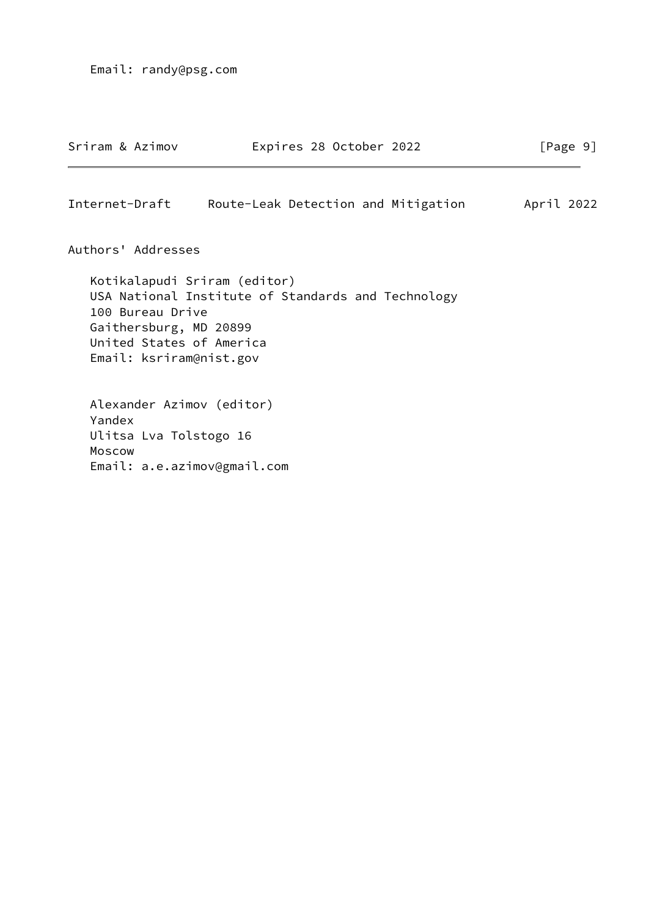Email: randy@psg.com

## Authors' Addresses

Kotikalapudi Sriram (editor)
USA National Institute of Standards and Technology
100 Bureau Drive
Gaithersburg, MD 20899
United States of America
Email: ksriram@nist.gov

Alexander Azimov (editor)
Yandex
Ulitsa Lva Tolstogo 16
Moscow
Email: a.e.azimov@gmail.com